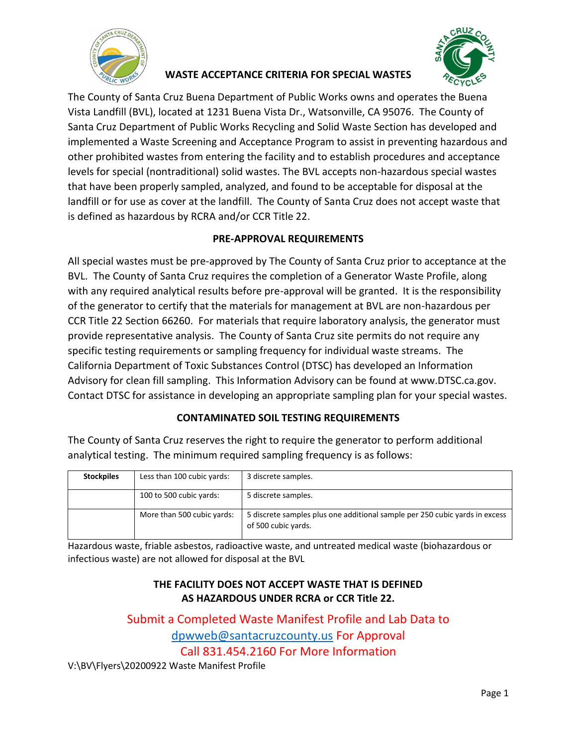# WASTE ACCEPTANCE CRITERIA FOR SPECIAL WASTES

The County of Santa Cruz Buena Department of Public Works owns and operates the Buena Vista Landfill (BVL), located at 1231 Buena Vista Dr., Watsonville, CA 95076. The County of Santa Cruz Department of Public Works Recycling and Solid Waste Section has developed and implemented a Waste Screening and Acceptance Program to assist in preventing hazardous and other prohibited wastes from entering the facility and to establish procedures and acceptance levels for special (nontraditional) solid wastes. The BVL accepts non-hazardous special wastes that have been properly sampled, analyzed, and found to be acceptable for disposal at the landfill or for use as cover at the landfill. The County of Santa Cruz does not accept waste that is defined as hazardous by RCRA and/or CCR Title 22.

## PRE-APPROVAL REQUIREMENTS

All special wastes must be pre-approved by The County of Santa Cruz prior to acceptance at the BVL. The County of Santa Cruz requires the completion of a Generator Waste Profile, along with any required analytical results before pre-approval will be granted. It is the responsibility of the generator to certify that the materials for management at BVL are non-hazardous per CCR Title 22 Section 66260. For materials that require laboratory analysis, the generator must provide representative analysis. The County of Santa Cruz site permits do not require any specific testing requirements or sampling frequency for individual waste streams. The California Department of Toxic Substances Control (DTSC) has developed an Information Advisory for clean fill sampling. This Information Advisory can be found at www.DTSC.ca.gov. Contact DTSC for assistance in developing an appropriate sampling plan for your special wastes.

## CONTAMINATED SOIL TESTING REQUIREMENTS

The County of Santa Cruz reserves the right to require the generator to perform additional analytical testing. The minimum required sampling frequency is as follows:

| **Stockpiles** | Less than 100 cubic yards: | 3 discrete samples. |
|---|---|---|
| | 100 to 500 cubic yards: | 5 discrete samples. |
| | More than 500 cubic yards: | 5 discrete samples plus one additional sample per 250 cubic yards in excess of 500 cubic yards. |

Hazardous waste, friable asbestos, radioactive waste, and untreated medical waste (biohazardous or infectious waste) are not allowed for disposal at the BVL

**THE FACILITY DOES NOT ACCEPT WASTE THAT IS DEFINED AS HAZARDOUS UNDER RCRA or CCR Title 22.**

Submit a Completed Waste Manifest Profile and Lab Data to dpwweb@santacruzcounty.us For Approval
Call 831.454.2160 For More Information

V:\BV\Flyers\20200922 Waste Manifest Profile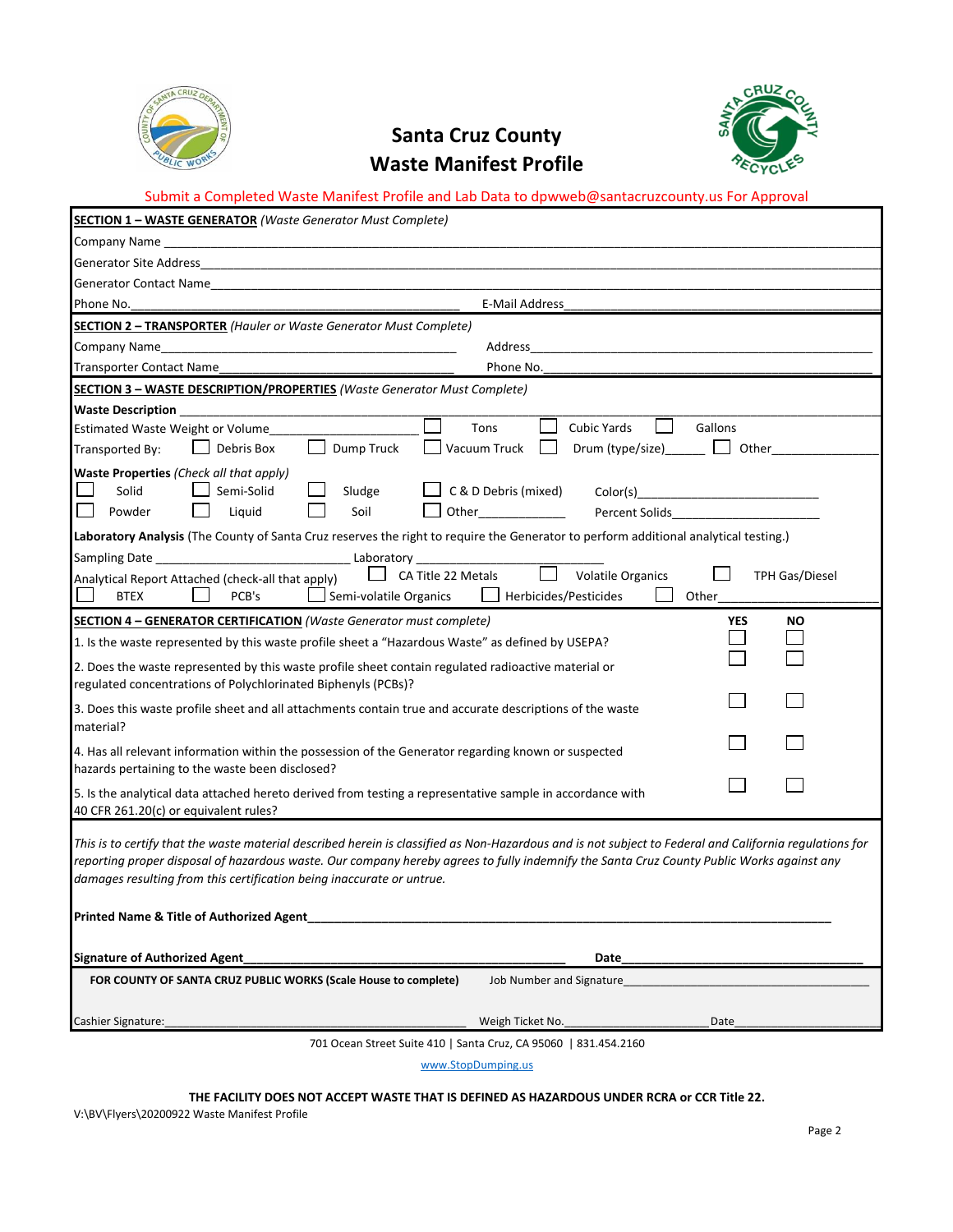# Santa Cruz County
# Waste Manifest Profile

Submit a Completed Waste Manifest Profile and Lab Data to dpwweb@santacruzcounty.us For Approval

**SECTION 1 – WASTE GENERATOR** *(Waste Generator Must Complete)*

Company Name ______________________________

Generator Site Address______________________________

Generator Contact Name______________________________

Phone No.______________________________ E-Mail Address______________________________

**SECTION 2 – TRANSPORTER** *(Hauler or Waste Generator Must Complete)*

Company Name______________________________ Address______________________________

Transporter Contact Name______________________________ Phone No.______________________________

**SECTION 3 – WASTE DESCRIPTION/PROPERTIES** *(Waste Generator Must Complete)*

**Waste Description** ______________________________

Estimated Waste Weight or Volume______________________ ☐ Tons ☐ Cubic Yards ☐ Gallons

Transported By: ☐ Debris Box ☐ Dump Truck ☐ Vacuum Truck ☐ Drum (type/size)______ ☐ Other________________

**Waste Properties** *(Check all that apply)*

☐ Solid ☐ Semi-Solid ☐ Sludge ☐ C & D Debris (mixed) Color(s)______________________________

☐ Powder ☐ Liquid ☐ Soil ☐ Other_____________ Percent Solids______________________

**Laboratory Analysis** (The County of Santa Cruz reserves the right to require the Generator to perform additional analytical testing.)

Sampling Date ______________________________ Laboratory ______________________________

Analytical Report Attached (check-all that apply) ☐ CA Title 22 Metals ☐ Volatile Organics ☐ TPH Gas/Diesel

☐ BTEX ☐ PCB's ☐ Semi-volatile Organics ☐ Herbicides/Pesticides ☐ Other______________

**SECTION 4 – GENERATOR CERTIFICATION** *(Waste Generator must complete)*

| | YES | NO |
|---|---|---|
| 1. Is the waste represented by this waste profile sheet a "Hazardous Waste" as defined by USEPA? | ☐ | ☐ |
| 2. Does the waste represented by this waste profile sheet contain regulated radioactive material or regulated concentrations of Polychlorinated Biphenyls (PCBs)? | ☐ | ☐ |
| 3. Does this waste profile sheet and all attachments contain true and accurate descriptions of the waste material? | ☐ | ☐ |
| 4. Has all relevant information within the possession of the Generator regarding known or suspected hazards pertaining to the waste been disclosed? | ☐ | ☐ |
| 5. Is the analytical data attached hereto derived from testing a representative sample in accordance with 40 CFR 261.20(c) or equivalent rules? | ☐ | ☐ |

*This is to certify that the waste material described herein is classified as Non-Hazardous and is not subject to Federal and California regulations for reporting proper disposal of hazardous waste. Our company hereby agrees to fully indemnify the Santa Cruz County Public Works against any damages resulting from this certification being inaccurate or untrue.*

**Printed Name & Title of Authorized Agent**______________________________

**Signature of Authorized Agent**______________________________ **Date**______________________________

**FOR COUNTY OF SANTA CRUZ PUBLIC WORKS (Scale House to complete)** Job Number and Signature______________________________

Cashier Signature:______________________________ Weigh Ticket No.______________________ Date______________

701 Ocean Street Suite 410 | Santa Cruz, CA 95060 | 831.454.2160

www.StopDumping.us

**THE FACILITY DOES NOT ACCEPT WASTE THAT IS DEFINED AS HAZARDOUS UNDER RCRA or CCR Title 22.**

V:\BV\Flyers\20200922 Waste Manifest Profile